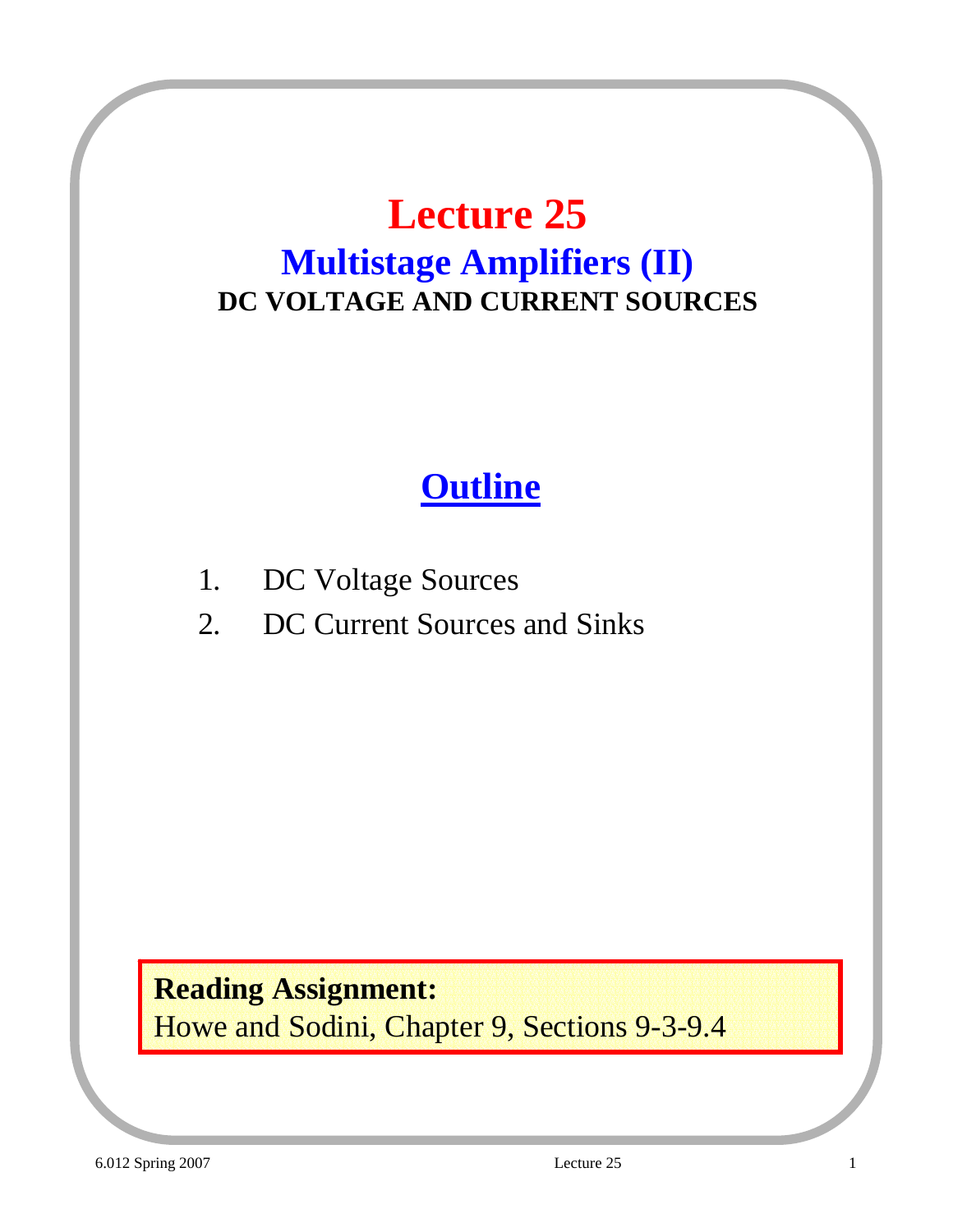# Lecture 25

## Multistage Amplifiers (II)

### DC VOLTAGE AND CURRENT SOURCES

## Outline

1. DC Voltage Sources
2. DC Current Sources and Sinks

**Reading Assignment:**
Howe and Sodini, Chapter 9, Sections 9-3-9.4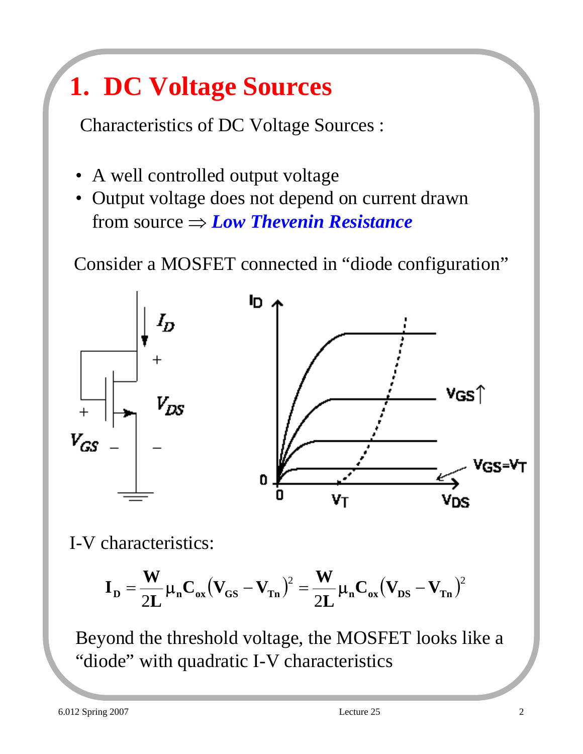# 1. DC Voltage Sources

Characteristics of DC Voltage Sources :

- A well controlled output voltage
- Output voltage does not depend on current drawn from source ⇒ ***Low Thevenin Resistance***

Consider a MOSFET connected in "diode configuration"

I-V characteristics:

$$\mathbf{I_D} = \frac{\mathbf{W}}{2\mathbf{L}} \mu_n \mathbf{C_{ox}} (\mathbf{V_{GS}} - \mathbf{V_{Tn}})^2 = \frac{\mathbf{W}}{2\mathbf{L}} \mu_n \mathbf{C_{ox}} (\mathbf{V_{DS}} - \mathbf{V_{Tn}})^2$$

Beyond the threshold voltage, the MOSFET looks like a "diode" with quadratic I-V characteristics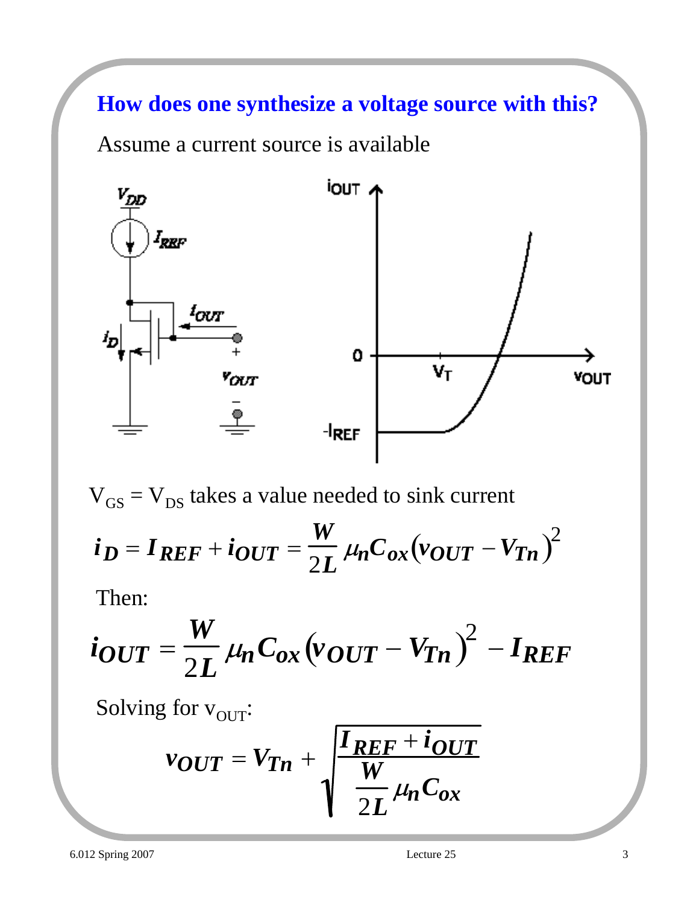## How does one synthesize a voltage source with this?

Assume a current source is available

$V_{GS} = V_{DS}$ takes a value needed to sink current

$$i_D = I_{REF} + i_{OUT} = \frac{W}{2L} \mu_n C_{ox} (v_{OUT} - V_{Tn})^2$$

Then:

$$i_{OUT} = \frac{W}{2L} \mu_n C_{ox} (v_{OUT} - V_{Tn})^2 - I_{REF}$$

Solving for $v_{OUT}$:

$$v_{OUT} = V_{Tn} + \sqrt{\frac{I_{REF} + i_{OUT}}{\frac{W}{2L} \mu_n C_{ox}}}$$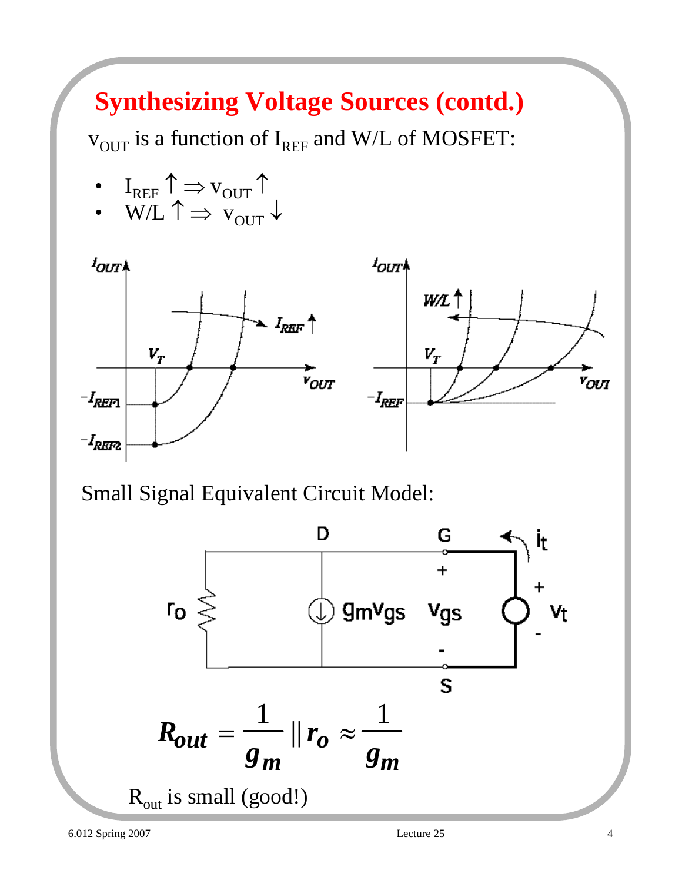# Synthesizing Voltage Sources (contd.)

$v_{OUT}$ is a function of $I_{REF}$ and W/L of MOSFET:

- $I_{REF} \uparrow \Rightarrow v_{OUT} \uparrow$
- $W/L \uparrow \Rightarrow v_{OUT} \downarrow$

Small Signal Equivalent Circuit Model:

$$R_{out} = \frac{1}{g_m} \| r_o \approx \frac{1}{g_m}$$

$R_{out}$ is small (good!)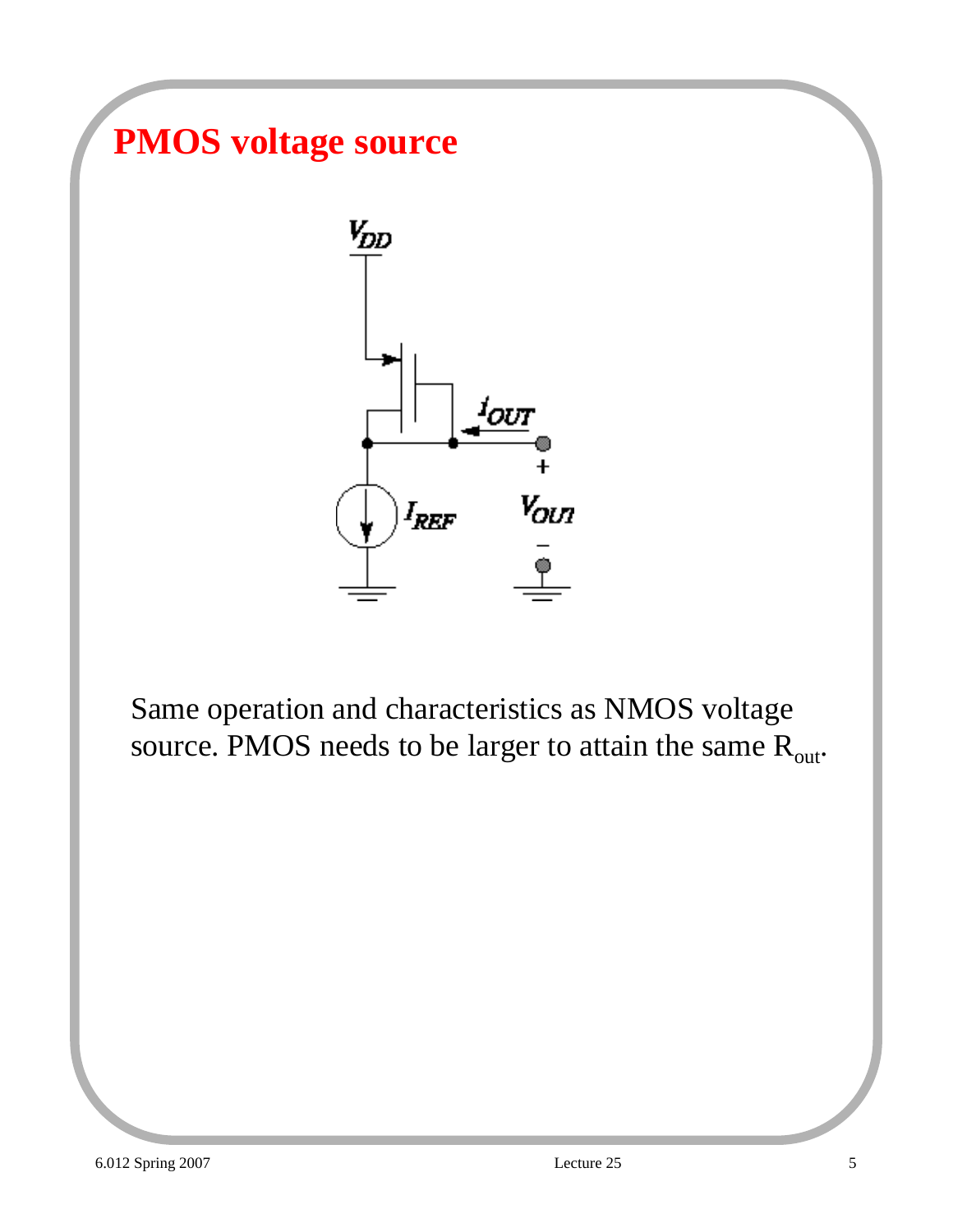# PMOS voltage source

Same operation and characteristics as NMOS voltage source. PMOS needs to be larger to attain the same $R_{out}$.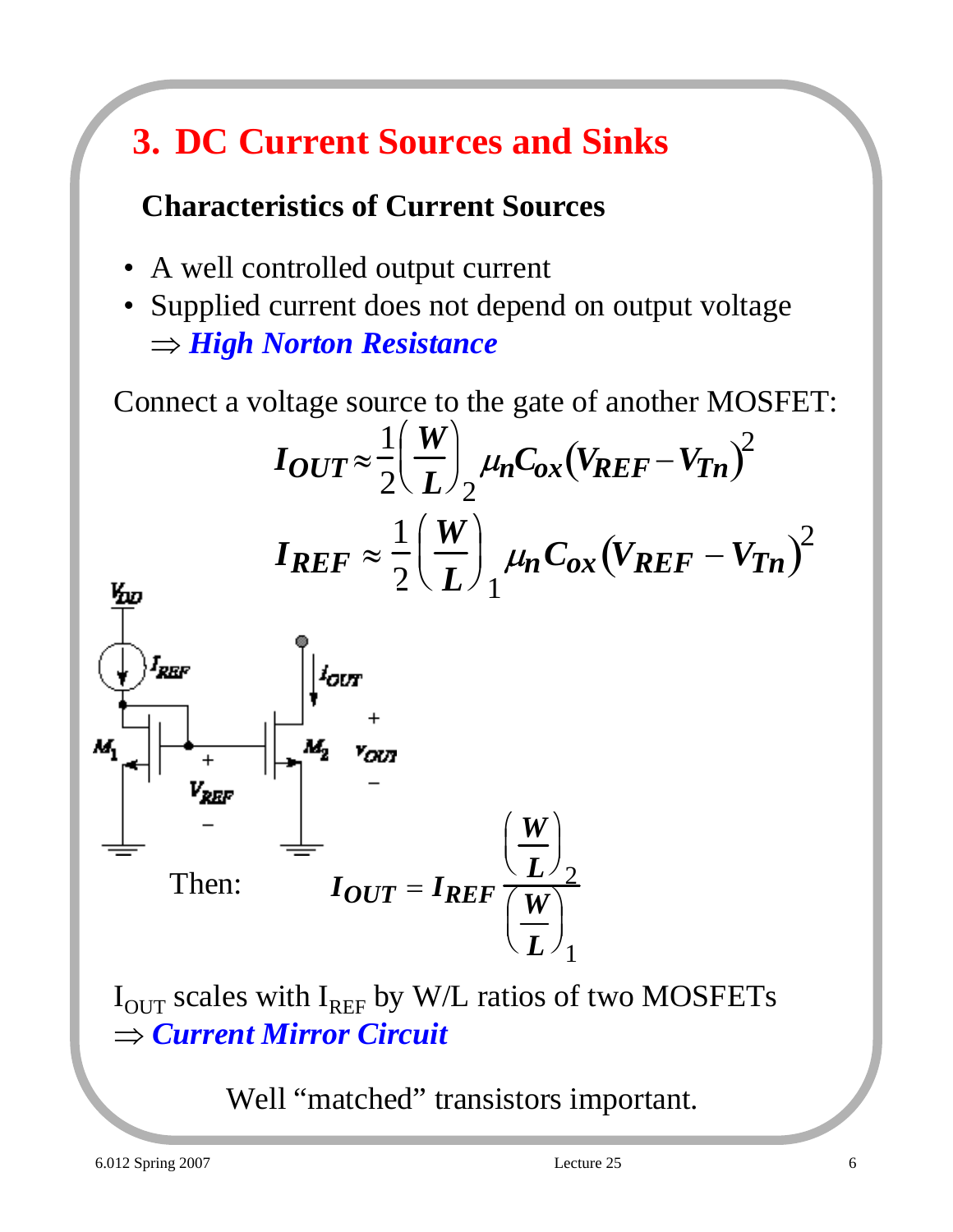# 3. DC Current Sources and Sinks

## Characteristics of Current Sources

- A well controlled output current
- Supplied current does not depend on output voltage
  $\Rightarrow$ ***High Norton Resistance***

Connect a voltage source to the gate of another MOSFET:

$$I_{OUT} \approx \frac{1}{2}\left(\frac{W}{L}\right)_2 \mu_n C_{ox}\left(V_{REF} - V_{Tn}\right)^2$$

$$I_{REF} \approx \frac{1}{2}\left(\frac{W}{L}\right)_1 \mu_n C_{ox}\left(V_{REF} - V_{Tn}\right)^2$$

Then:

$$I_{OUT} = I_{REF} \frac{\left(\frac{W}{L}\right)_2}{\left(\frac{W}{L}\right)_1}$$

$I_{OUT}$ scales with $I_{REF}$ by W/L ratios of two MOSFETs
$\Rightarrow$ ***Current Mirror Circuit***

Well "matched" transistors important.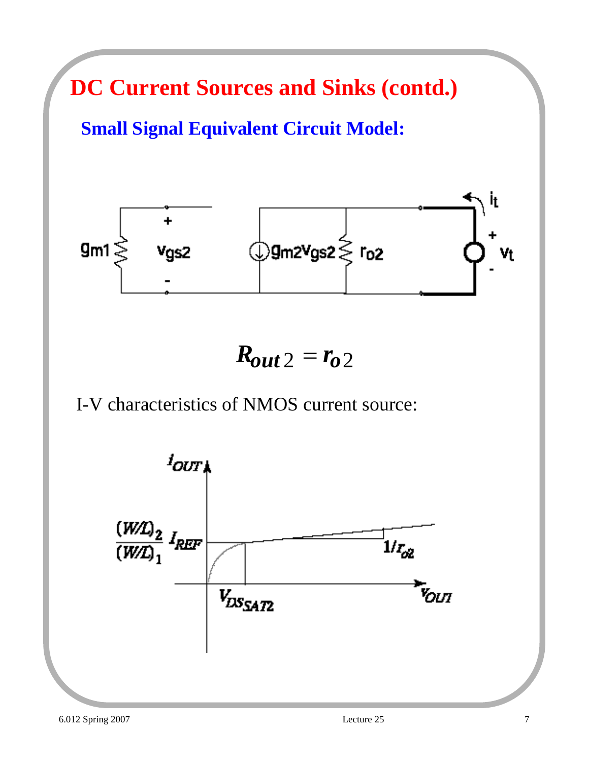# DC Current Sources and Sinks (contd.)

## Small Signal Equivalent Circuit Model:

$$R_{out2} = r_{o2}$$

I-V characteristics of NMOS current source: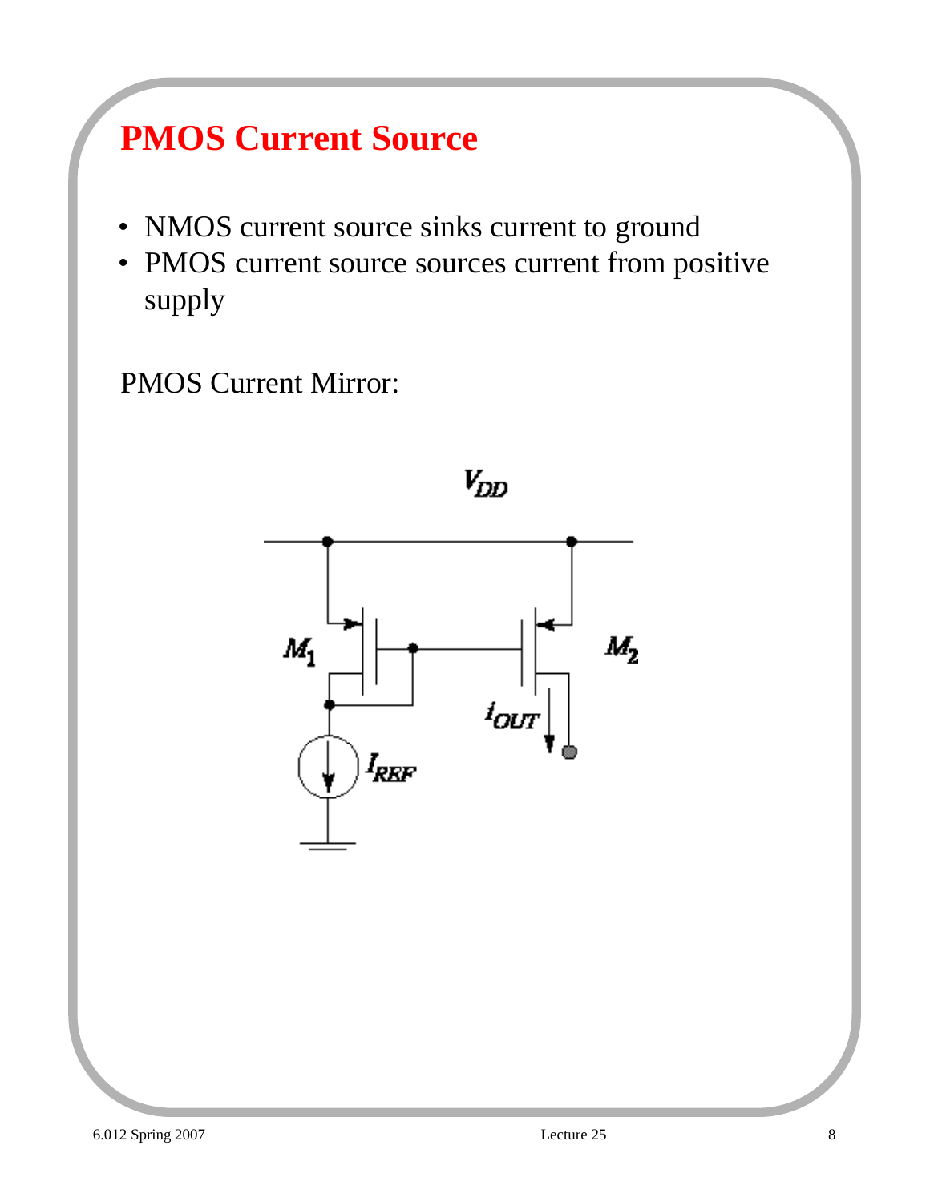# PMOS Current Source

- NMOS current source sinks current to ground
- PMOS current source sources current from positive supply

PMOS Current Mirror: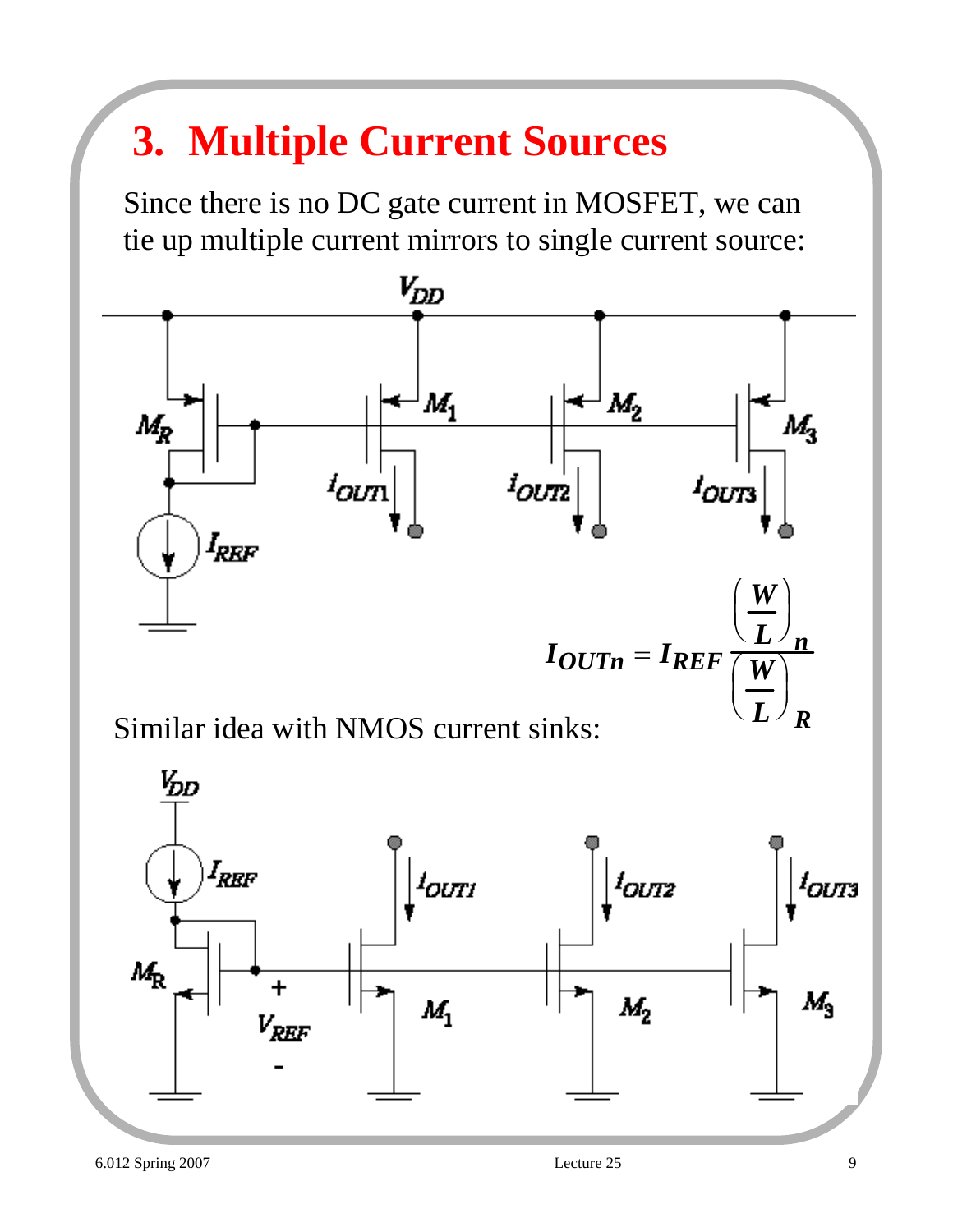# 3. Multiple Current Sources

Since there is no DC gate current in MOSFET, we can tie up multiple current mirrors to single current source:

$$I_{OUTn} = I_{REF} \frac{\left(\frac{W}{L}\right)_n}{\left(\frac{W}{L}\right)_R}$$

Similar idea with NMOS current sinks: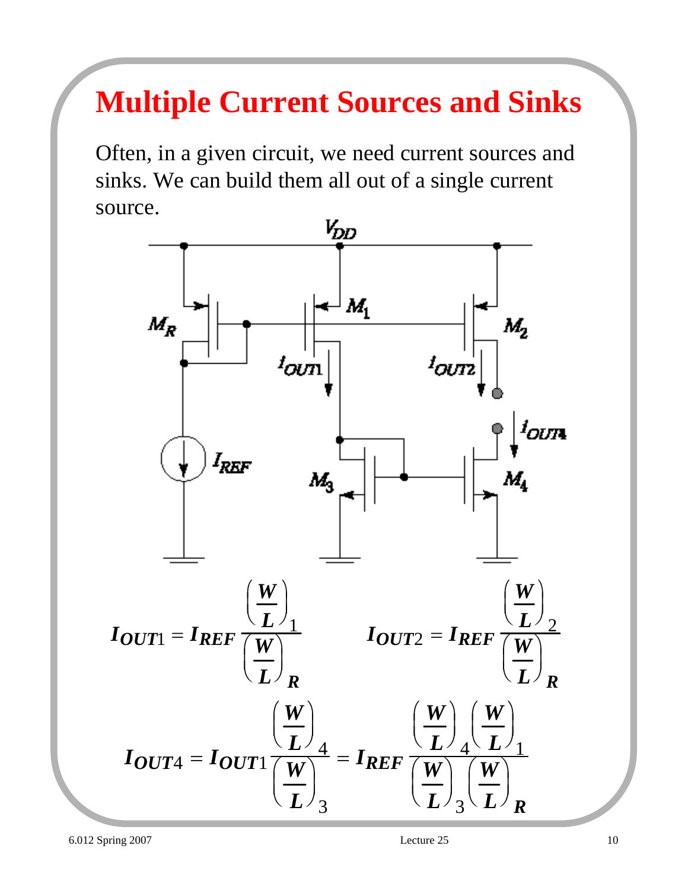# Multiple Current Sources and Sinks

Often, in a given circuit, we need current sources and sinks. We can build them all out of a single current source.

$$I_{OUT1} = I_{REF} \frac{\left(\frac{W}{L}\right)_1}{\left(\frac{W}{L}\right)_R} \qquad I_{OUT2} = I_{REF} \frac{\left(\frac{W}{L}\right)_2}{\left(\frac{W}{L}\right)_R}$$

$$I_{OUT4} = I_{OUT1} \frac{\left(\frac{W}{L}\right)_4}{\left(\frac{W}{L}\right)_3} = I_{REF} \frac{\left(\frac{W}{L}\right)_4 \left(\frac{W}{L}\right)_1}{\left(\frac{W}{L}\right)_3 \left(\frac{W}{L}\right)_R}$$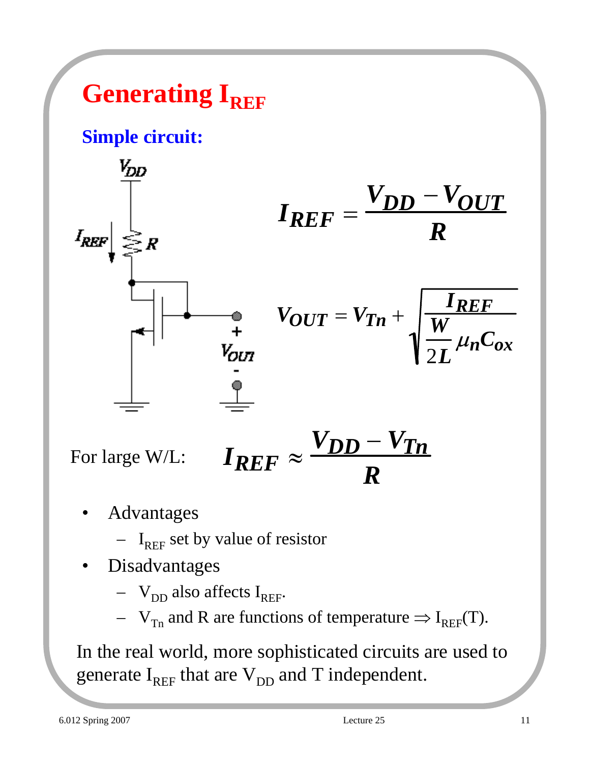# Generating $I_{REF}$

## Simple circuit:

$$I_{REF} = \frac{V_{DD} - V_{OUT}}{R}$$

$$V_{OUT} = V_{Tn} + \sqrt{\frac{I_{REF}}{\frac{W}{2L}\mu_n C_{ox}}}$$

For large W/L:

$$I_{REF} \approx \frac{V_{DD} - V_{Tn}}{R}$$

- Advantages
  - $I_{REF}$ set by value of resistor
- Disadvantages
  - $V_{DD}$ also affects $I_{REF}$.
  - $V_{Tn}$ and R are functions of temperature $\Rightarrow I_{REF}(T)$.

In the real world, more sophisticated circuits are used to generate $I_{REF}$ that are $V_{DD}$ and T independent.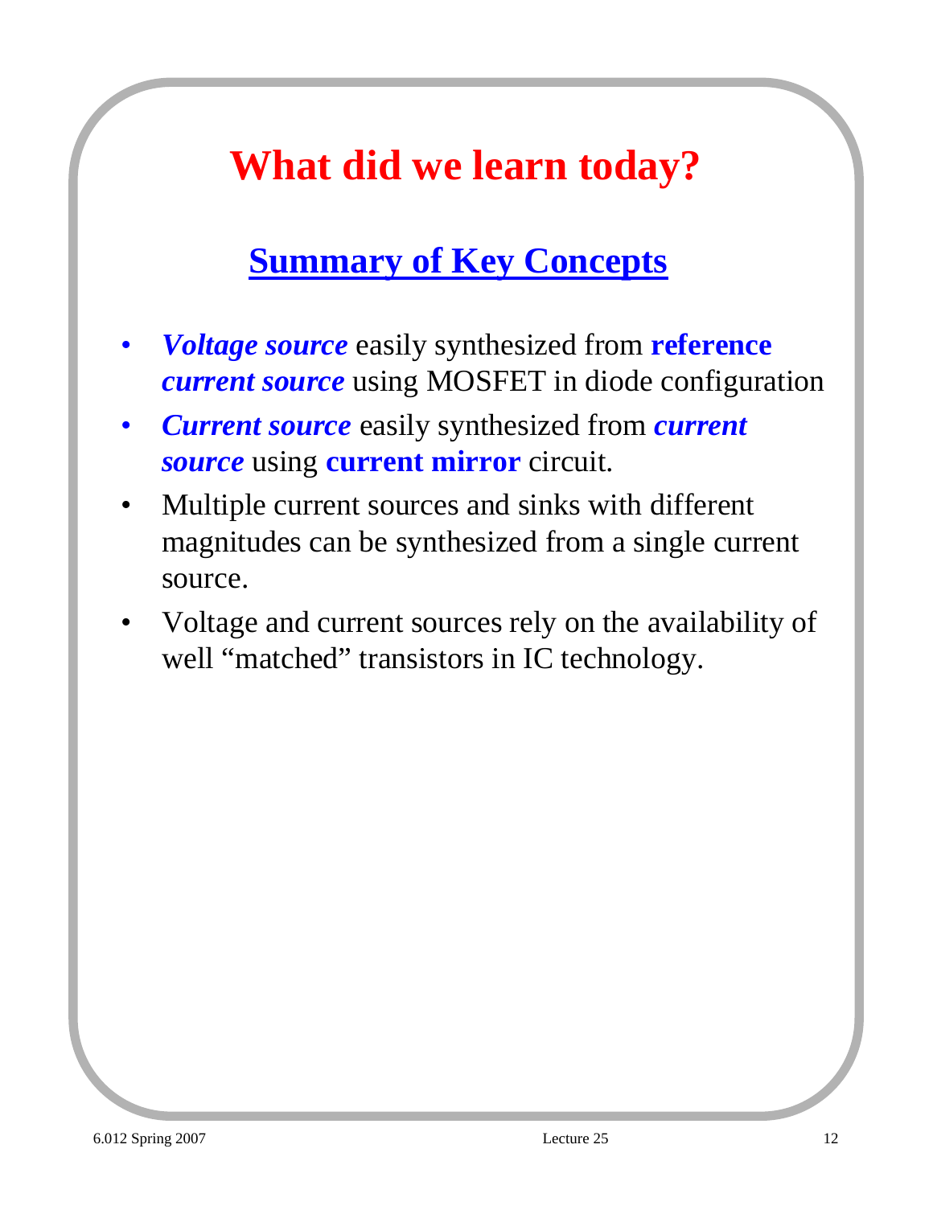# What did we learn today?

## Summary of Key Concepts

- ***Voltage source*** easily synthesized from **reference** ***current source*** using MOSFET in diode configuration
- ***Current source*** easily synthesized from ***current source*** using **current mirror** circuit.
- Multiple current sources and sinks with different magnitudes can be synthesized from a single current source.
- Voltage and current sources rely on the availability of well "matched" transistors in IC technology.